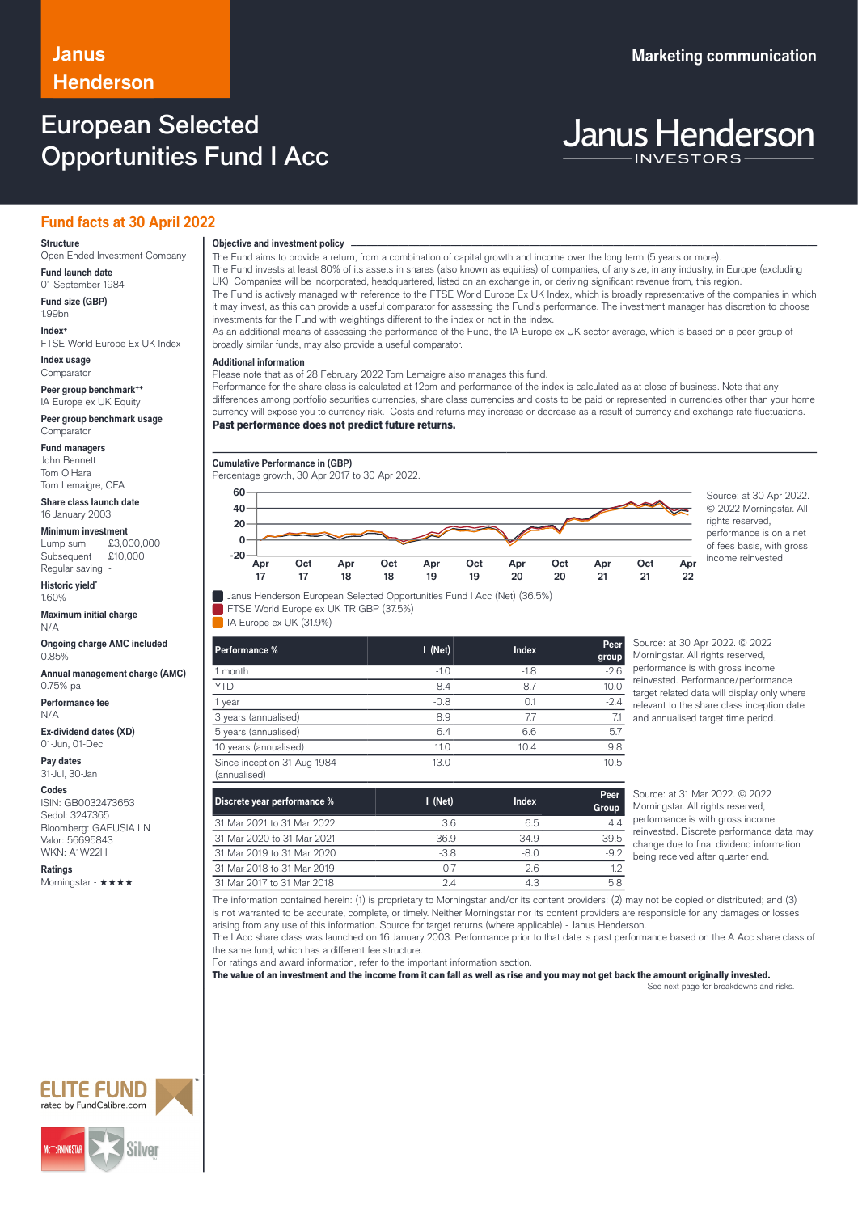Janus Henderson

Marketing communication

# European Selected Opportunities Fund I Acc

Janus Henderson INVESTORS

## Fund facts at 30 April 2022

**Structure**
Open Ended Investment Company

**Fund launch date**
01 September 1984

**Fund size (GBP)**
1.99bn

**Index+**
FTSE World Europe Ex UK Index

**Index usage**
Comparator

**Peer group benchmark++**
IA Europe ex UK Equity

**Peer group benchmark usage**
Comparator

**Fund managers**
John Bennett
Tom O'Hara
Tom Lemaigre, CFA

**Share class launch date**
16 January 2003

**Minimum investment**
Lump sum £3,000,000
Subsequent £10,000
Regular saving -

**Historic yield***
1.60%

**Maximum initial charge**
N/A

**Ongoing charge AMC included**
0.85%

**Annual management charge (AMC)**
0.75% pa

**Performance fee**
N/A

**Ex-dividend dates (XD)**
01-Jun, 01-Dec

**Pay dates**
31-Jul, 30-Jan

**Codes**
ISIN: GB0032473653
Sedol: 3247365
Bloomberg: GAEUSIA LN
Valor: 56695843
WKN: A1W22H

**Ratings**
Morningstar - ★★★★

ELITE FUND rated by FundCalibre.com

Morningstar Silver

### Objective and investment policy

The Fund aims to provide a return, from a combination of capital growth and income over the long term (5 years or more).
The Fund invests at least 80% of its assets in shares (also known as equities) of companies, of any size, in any industry, in Europe (excluding UK). Companies will be incorporated, headquartered, listed on an exchange in, or deriving significant revenue from, this region.
The Fund is actively managed with reference to the FTSE World Europe Ex UK Index, which is broadly representative of the companies in which it may invest, as this can provide a useful comparator for assessing the Fund's performance. The investment manager has discretion to choose investments for the Fund with weightings different to the index or not in the index.
As an additional means of assessing the performance of the Fund, the IA Europe ex UK sector average, which is based on a peer group of broadly similar funds, may also provide a useful comparator.

### Additional information

Please note that as of 28 February 2022 Tom Lemaigre also manages this fund.
Performance for the share class is calculated at 12pm and performance of the index is calculated as at close of business. Note that any differences among portfolio securities currencies, share class currencies and costs to be paid or represented in currencies other than your home currency will expose you to currency risk. Costs and returns may increase or decrease as a result of currency and exchange rate fluctuations.
**Past performance does not predict future returns.**

### Cumulative Performance in (GBP)

Percentage growth, 30 Apr 2017 to 30 Apr 2022.

Janus Henderson European Selected Opportunities Fund I Acc (Net) (36.5%)
FTSE World Europe ex UK TR GBP (37.5%)
IA Europe ex UK (31.9%)

Source: at 30 Apr 2022. © 2022 Morningstar. All rights reserved, performance is on a net of fees basis, with gross income reinvested.

| Performance % | I (Net) | Index | Peer group |
|---|---|---|---|
| 1 month | -1.0 | -1.8 | -2.6 |
| YTD | -8.4 | -8.7 | -10.0 |
| 1 year | -0.8 | 0.1 | -2.4 |
| 3 years (annualised) | 8.9 | 7.7 | 7.1 |
| 5 years (annualised) | 6.4 | 6.6 | 5.7 |
| 10 years (annualised) | 11.0 | 10.4 | 9.8 |
| Since inception 31 Aug 1984 (annualised) | 13.0 | - | 10.5 |

Source: at 30 Apr 2022. © 2022 Morningstar. All rights reserved, performance is with gross income reinvested. Performance/performance target related data will display only where relevant to the share class inception date and annualised target time period.

| Discrete year performance % | I (Net) | Index | Peer Group |
|---|---|---|---|
| 31 Mar 2021 to 31 Mar 2022 | 3.6 | 6.5 | 4.4 |
| 31 Mar 2020 to 31 Mar 2021 | 36.9 | 34.9 | 39.5 |
| 31 Mar 2019 to 31 Mar 2020 | -3.8 | -8.0 | -9.2 |
| 31 Mar 2018 to 31 Mar 2019 | 0.7 | 2.6 | -1.2 |
| 31 Mar 2017 to 31 Mar 2018 | 2.4 | 4.3 | 5.8 |

Source: at 31 Mar 2022. © 2022 Morningstar. All rights reserved, performance is with gross income reinvested. Discrete performance data may change due to final dividend information being received after quarter end.

The information contained herein: (1) is proprietary to Morningstar and/or its content providers; (2) may not be copied or distributed; and (3) is not warranted to be accurate, complete, or timely. Neither Morningstar nor its content providers are responsible for any damages or losses arising from any use of this information. Source for target returns (where applicable) - Janus Henderson.
The I Acc share class was launched on 16 January 2003. Performance prior to that date is past performance based on the A Acc share class of the same fund, which has a different fee structure.
For ratings and award information, refer to the important information section.
**The value of an investment and the income from it can fall as well as rise and you may not get back the amount originally invested.**

See next page for breakdowns and risks.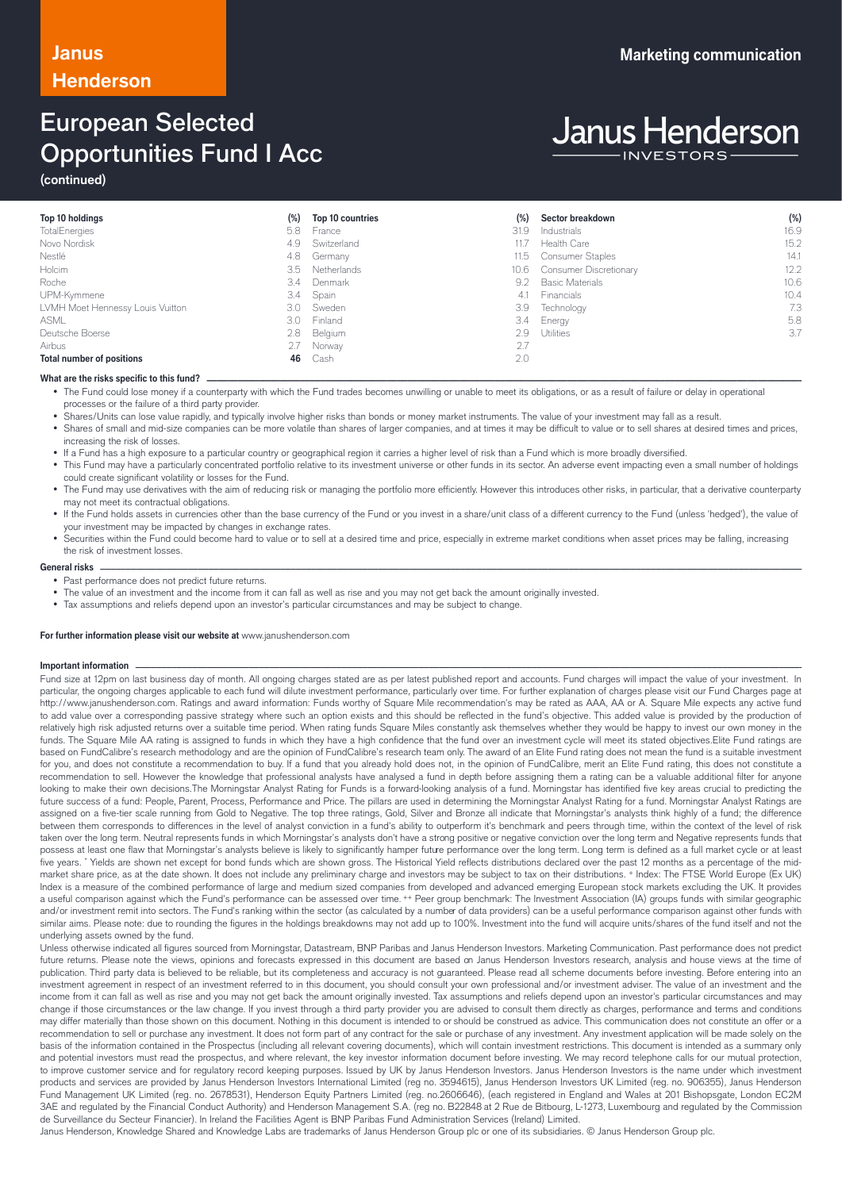Janus Henderson

Marketing communication

# European Selected Opportunities Fund I Acc

(continued)

Janus Henderson INVESTORS

| Top 10 holdings | (%) | Top 10 countries | (%) | Sector breakdown | (%) |
|---|---|---|---|---|---|
| TotalEnergies | 5.8 | France | 31.9 | Industrials | 16.9 |
| Novo Nordisk | 4.9 | Switzerland | 11.7 | Health Care | 15.2 |
| Nestlé | 4.8 | Germany | 11.5 | Consumer Staples | 14.1 |
| Holcim | 3.5 | Netherlands | 10.6 | Consumer Discretionary | 12.2 |
| Roche | 3.4 | Denmark | 9.2 | Basic Materials | 10.6 |
| UPM-Kymmene | 3.4 | Spain | 4.1 | Financials | 10.4 |
| LVMH Moet Hennessy Louis Vuitton | 3.0 | Sweden | 3.9 | Technology | 7.3 |
| ASML | 3.0 | Finland | 3.4 | Energy | 5.8 |
| Deutsche Boerse | 2.8 | Belgium | 2.9 | Utilities | 3.7 |
| Airbus | 2.7 | Norway | 2.7 | | |
| **Total number of positions** | **46** | Cash | 2.0 | | |

### What are the risks specific to this fund?

- The Fund could lose money if a counterparty with which the Fund trades becomes unwilling or unable to meet its obligations, or as a result of failure or delay in operational processes or the failure of a third party provider.
- Shares/Units can lose value rapidly, and typically involve higher risks than bonds or money market instruments. The value of your investment may fall as a result.
- Shares of small and mid-size companies can be more volatile than shares of larger companies, and at times it may be difficult to value or to sell shares at desired times and prices, increasing the risk of losses.
- If a Fund has a high exposure to a particular country or geographical region it carries a higher level of risk than a Fund which is more broadly diversified.
- This Fund may have a particularly concentrated portfolio relative to its investment universe or other funds in its sector. An adverse event impacting even a small number of holdings could create significant volatility or losses for the Fund.
- The Fund may use derivatives with the aim of reducing risk or managing the portfolio more efficiently. However this introduces other risks, in particular, that a derivative counterparty may not meet its contractual obligations.
- If the Fund holds assets in currencies other than the base currency of the Fund or you invest in a share/unit class of a different currency to the Fund (unless 'hedged'), the value of your investment may be impacted by changes in exchange rates.
- Securities within the Fund could become hard to value or to sell at a desired time and price, especially in extreme market conditions when asset prices may be falling, increasing the risk of investment losses.

### General risks

- Past performance does not predict future returns.
- The value of an investment and the income from it can fall as well as rise and you may not get back the amount originally invested.
- Tax assumptions and reliefs depend upon an investor's particular circumstances and may be subject to change.

**For further information please visit our website at** www.janushenderson.com

### Important information

Fund size at 12pm on last business day of month. All ongoing charges stated are as per latest published report and accounts. Fund charges will impact the value of your investment. In particular, the ongoing charges applicable to each fund will dilute investment performance, particularly over time. For further explanation of charges please visit our Fund Charges page at http://www.janushenderson.com. Ratings and award information: Funds worthy of Square Mile recommendation's may be rated as AAA, AA or A. Square Mile expects any active fund to add value over a corresponding passive strategy where such an option exists and this should be reflected in the fund's objective. This added value is provided by the production of relatively high risk adjusted returns over a suitable time period. When rating funds Square Miles constantly ask themselves whether they would be happy to invest our own money in the funds. The Square Mile AA rating is assigned to funds in which they have a high confidence that the fund over an investment cycle will meet its stated objectives.Elite Fund ratings are based on FundCalibre's research methodology and are the opinion of FundCalibre's research team only. The award of an Elite Fund rating does not mean the fund is a suitable investment for you, and does not constitute a recommendation to buy. If a fund that you already hold does not, in the opinion of FundCalibre, merit an Elite Fund rating, this does not constitute a recommendation to sell. However the knowledge that professional analysts have analysed a fund in depth before assigning them a rating can be a valuable additional filter for anyone looking to make their own decisions.The Morningstar Analyst Rating for Funds is a forward-looking analysis of a fund. Morningstar has identified five key areas crucial to predicting the future success of a fund: People, Parent, Process, Performance and Price. The pillars are used in determining the Morningstar Analyst Rating for a fund. Morningstar Analyst Ratings are assigned on a five-tier scale running from Gold to Negative. The top three ratings, Gold, Silver and Bronze all indicate that Morningstar's analysts think highly of a fund; the difference between them corresponds to differences in the level of analyst conviction in a fund's ability to outperform it's benchmark and peers through time, within the context of the level of risk taken over the long term. Neutral represents funds in which Morningstar's analysts don't have a strong positive or negative conviction over the long term and Negative represents funds that possess at least one flaw that Morningstar's analysts believe is likely to significantly hamper future performance over the long term. Long term is defined as a full market cycle or at least five years. * Yields are shown net except for bond funds which are shown gross. The Historical Yield reflects distributions declared over the past 12 months as a percentage of the mid-market share price, as at the date shown. It does not include any preliminary charge and investors may be subject to tax on their distributions. + Index: The FTSE World Europe (Ex UK) Index is a measure of the combined performance of large and medium sized companies from developed and advanced emerging European stock markets excluding the UK. It provides a useful comparison against which the Fund's performance can be assessed over time. ++ Peer group benchmark: The Investment Association (IA) groups funds with similar geographic and/or investment remit into sectors. The Fund's ranking within the sector (as calculated by a number of data providers) can be a useful performance comparison against other funds with similar aims. Please note: due to rounding the figures in the holdings breakdowns may not add up to 100%. Investment into the fund will acquire units/shares of the fund itself and not the underlying assets owned by the fund.

Unless otherwise indicated all figures sourced from Morningstar, Datastream, BNP Paribas and Janus Henderson Investors. Marketing Communication. Past performance does not predict future returns. Please note the views, opinions and forecasts expressed in this document are based on Janus Henderson Investors research, analysis and house views at the time of publication. Third party data is believed to be reliable, but its completeness and accuracy is not guaranteed. Please read all scheme documents before investing. Before entering into an investment agreement in respect of an investment referred to in this document, you should consult your own professional and/or investment adviser. The value of an investment and the income from it can fall as well as rise and you may not get back the amount originally invested. Tax assumptions and reliefs depend upon an investor's particular circumstances and may change if those circumstances or the law change. If you invest through a third party provider you are advised to consult them directly as charges, performance and terms and conditions may differ materially from those shown on this document. Nothing in this document is intended to or should be construed as advice. This communication does not constitute an offer or a recommendation to sell or purchase any investment. It does not form part of any contract for the sale or purchase of any investment. Any investment application will be made solely on the basis of the information contained in the Prospectus (including all relevant covering documents), which will contain investment restrictions. This document is intended as a summary only and potential investors must read the prospectus, and where relevant, the key investor information document before investing. We may record telephone calls for our mutual protection, to improve customer service and for regulatory record keeping purposes. Issued by UK by Janus Henderson Investors. Janus Henderson Investors is the name under which investment products and services are provided by Janus Henderson Investors International Limited (reg no. 3594615), Janus Henderson Investors UK Limited (reg. no. 906355), Janus Henderson Fund Management UK Limited (reg. no. 2678531), Henderson Equity Partners Limited (reg. no.2606646), (each registered in England and Wales at 201 Bishopsgate, London EC2M 3AE and regulated by the Financial Conduct Authority) and Henderson Management S.A. (reg no. B22848 at 2 Rue de Bitbourg, L-1273, Luxembourg and regulated by the Commission de Surveillance du Secteur Financier). In Ireland the Facilities Agent is BNP Paribas Fund Administration Services (Ireland) Limited.

Janus Henderson, Knowledge Shared and Knowledge Labs are trademarks of Janus Henderson Group plc or one of its subsidiaries. © Janus Henderson Group plc.